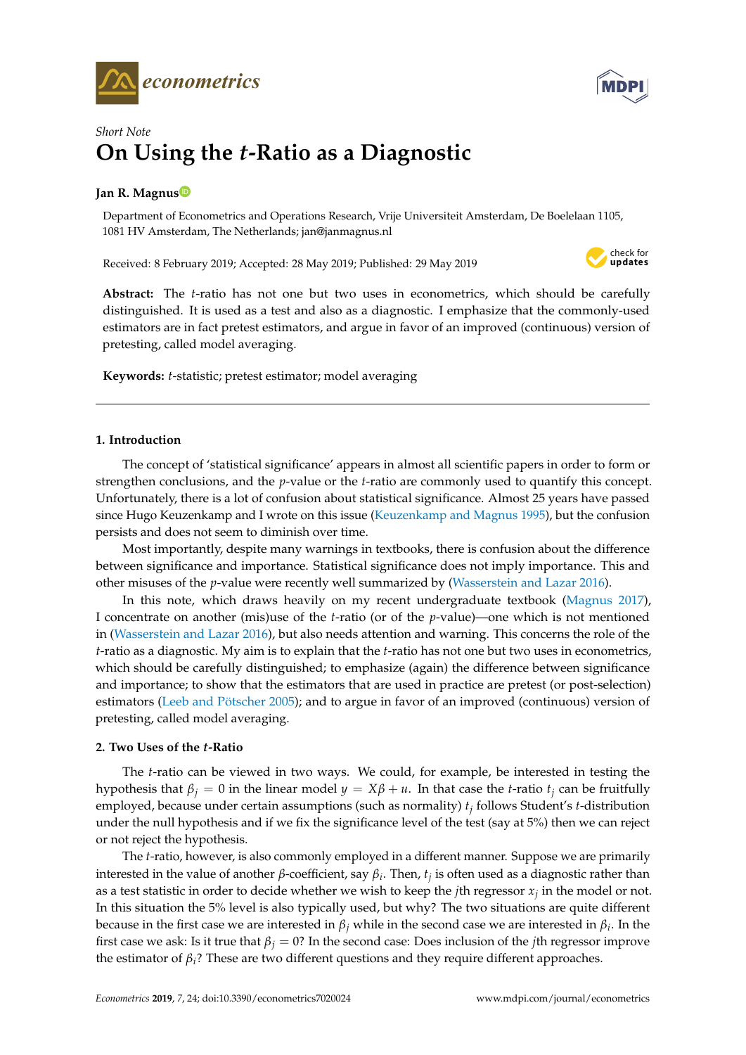*Short Note*

# On Using the *t*-Ratio as a Diagnostic

**Jan R. Magnus**

Department of Econometrics and Operations Research, Vrije Universiteit Amsterdam, De Boelelaan 1105, 1081 HV Amsterdam, The Netherlands; jan@janmagnus.nl

Received: 8 February 2019; Accepted: 28 May 2019; Published: 29 May 2019

**Abstract:** The *t*-ratio has not one but two uses in econometrics, which should be carefully distinguished. It is used as a test and also as a diagnostic. I emphasize that the commonly-used estimators are in fact pretest estimators, and argue in favor of an improved (continuous) version of pretesting, called model averaging.

**Keywords:** *t*-statistic; pretest estimator; model averaging

## 1. Introduction

The concept of 'statistical significance' appears in almost all scientific papers in order to form or strengthen conclusions, and the *p*-value or the *t*-ratio are commonly used to quantify this concept. Unfortunately, there is a lot of confusion about statistical significance. Almost 25 years have passed since Hugo Keuzenkamp and I wrote on this issue (Keuzenkamp and Magnus 1995), but the confusion persists and does not seem to diminish over time.

Most importantly, despite many warnings in textbooks, there is confusion about the difference between significance and importance. Statistical significance does not imply importance. This and other misuses of the *p*-value were recently well summarized by (Wasserstein and Lazar 2016).

In this note, which draws heavily on my recent undergraduate textbook (Magnus 2017), I concentrate on another (mis)use of the *t*-ratio (or of the *p*-value)—one which is not mentioned in (Wasserstein and Lazar 2016), but also needs attention and warning. This concerns the role of the *t*-ratio as a diagnostic. My aim is to explain that the *t*-ratio has not one but two uses in econometrics, which should be carefully distinguished; to emphasize (again) the difference between significance and importance; to show that the estimators that are used in practice are pretest (or post-selection) estimators (Leeb and Pötscher 2005); and to argue in favor of an improved (continuous) version of pretesting, called model averaging.

## 2. Two Uses of the *t*-Ratio

The *t*-ratio can be viewed in two ways. We could, for example, be interested in testing the hypothesis that $\beta_j = 0$ in the linear model $y = X\beta + u$. In that case the *t*-ratio $t_j$ can be fruitfully employed, because under certain assumptions (such as normality) $t_j$ follows Student's *t*-distribution under the null hypothesis and if we fix the significance level of the test (say at 5%) then we can reject or not reject the hypothesis.

The *t*-ratio, however, is also commonly employed in a different manner. Suppose we are primarily interested in the value of another $\beta$-coefficient, say $\beta_i$. Then, $t_j$ is often used as a diagnostic rather than as a test statistic in order to decide whether we wish to keep the $j$th regressor $x_j$ in the model or not. In this situation the 5% level is also typically used, but why? The two situations are quite different because in the first case we are interested in $\beta_j$ while in the second case we are interested in $\beta_i$. In the first case we ask: Is it true that $\beta_j = 0$? In the second case: Does inclusion of the $j$th regressor improve the estimator of $\beta_i$? These are two different questions and they require different approaches.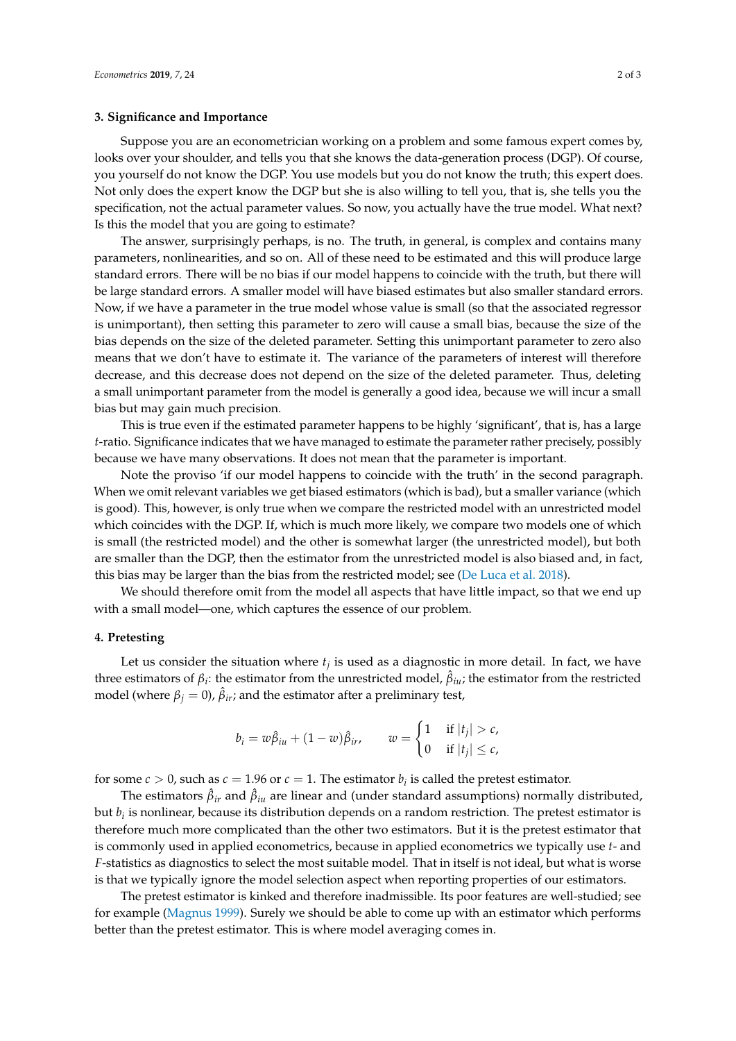### 3. Significance and Importance

Suppose you are an econometrician working on a problem and some famous expert comes by, looks over your shoulder, and tells you that she knows the data-generation process (DGP). Of course, you yourself do not know the DGP. You use models but you do not know the truth; this expert does. Not only does the expert know the DGP but she is also willing to tell you, that is, she tells you the specification, not the actual parameter values. So now, you actually have the true model. What next? Is this the model that you are going to estimate?

The answer, surprisingly perhaps, is no. The truth, in general, is complex and contains many parameters, nonlinearities, and so on. All of these need to be estimated and this will produce large standard errors. There will be no bias if our model happens to coincide with the truth, but there will be large standard errors. A smaller model will have biased estimates but also smaller standard errors. Now, if we have a parameter in the true model whose value is small (so that the associated regressor is unimportant), then setting this parameter to zero will cause a small bias, because the size of the bias depends on the size of the deleted parameter. Setting this unimportant parameter to zero also means that we don't have to estimate it. The variance of the parameters of interest will therefore decrease, and this decrease does not depend on the size of the deleted parameter. Thus, deleting a small unimportant parameter from the model is generally a good idea, because we will incur a small bias but may gain much precision.

This is true even if the estimated parameter happens to be highly 'significant', that is, has a large $t$-ratio. Significance indicates that we have managed to estimate the parameter rather precisely, possibly because we have many observations. It does not mean that the parameter is important.

Note the proviso 'if our model happens to coincide with the truth' in the second paragraph. When we omit relevant variables we get biased estimators (which is bad), but a smaller variance (which is good). This, however, is only true when we compare the restricted model with an unrestricted model which coincides with the DGP. If, which is much more likely, we compare two models one of which is small (the restricted model) and the other is somewhat larger (the unrestricted model), but both are smaller than the DGP, then the estimator from the unrestricted model is also biased and, in fact, this bias may be larger than the bias from the restricted model; see (De Luca et al. 2018).

We should therefore omit from the model all aspects that have little impact, so that we end up with a small model—one, which captures the essence of our problem.

### 4. Pretesting

Let us consider the situation where $t_j$ is used as a diagnostic in more detail. In fact, we have three estimators of $\beta_i$: the estimator from the unrestricted model, $\hat{\beta}_{iu}$; the estimator from the restricted model (where $\beta_j = 0$), $\hat{\beta}_{ir}$; and the estimator after a preliminary test,

$$b_i = w\hat{\beta}_{iu} + (1 - w)\hat{\beta}_{ir}, \qquad w = \begin{cases} 1 & \text{if } |t_j| > c, \\ 0 & \text{if } |t_j| \leq c, \end{cases}$$

for some $c > 0$, such as $c = 1.96$ or $c = 1$. The estimator $b_i$ is called the pretest estimator.

The estimators $\hat{\beta}_{ir}$ and $\hat{\beta}_{iu}$ are linear and (under standard assumptions) normally distributed, but $b_i$ is nonlinear, because its distribution depends on a random restriction. The pretest estimator is therefore much more complicated than the other two estimators. But it is the pretest estimator that is commonly used in applied econometrics, because in applied econometrics we typically use $t$- and $F$-statistics as diagnostics to select the most suitable model. That in itself is not ideal, but what is worse is that we typically ignore the model selection aspect when reporting properties of our estimators.

The pretest estimator is kinked and therefore inadmissible. Its poor features are well-studied; see for example (Magnus 1999). Surely we should be able to come up with an estimator which performs better than the pretest estimator. This is where model averaging comes in.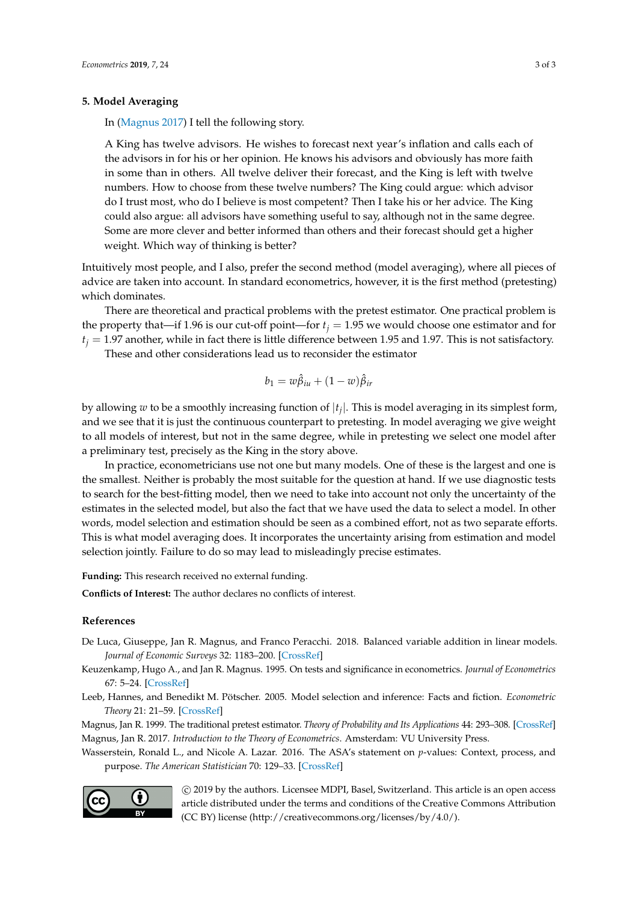## 5. Model Averaging

In (Magnus 2017) I tell the following story.

> A King has twelve advisors. He wishes to forecast next year's inflation and calls each of the advisors in for his or her opinion. He knows his advisors and obviously has more faith in some than in others. All twelve deliver their forecast, and the King is left with twelve numbers. How to choose from these twelve numbers? The King could argue: which advisor do I trust most, who do I believe is most competent? Then I take his or her advice. The King could also argue: all advisors have something useful to say, although not in the same degree. Some are more clever and better informed than others and their forecast should get a higher weight. Which way of thinking is better?

Intuitively most people, and I also, prefer the second method (model averaging), where all pieces of advice are taken into account. In standard econometrics, however, it is the first method (pretesting) which dominates.

There are theoretical and practical problems with the pretest estimator. One practical problem is the property that—if 1.96 is our cut-off point—for $t_j = 1.95$ we would choose one estimator and for $t_j = 1.97$ another, while in fact there is little difference between 1.95 and 1.97. This is not satisfactory.

These and other considerations lead us to reconsider the estimator

$$b_1 = w\hat{\beta}_{iu} + (1 - w)\hat{\beta}_{ir}$$

by allowing $w$ to be a smoothly increasing function of $|t_j|$. This is model averaging in its simplest form, and we see that it is just the continuous counterpart to pretesting. In model averaging we give weight to all models of interest, but not in the same degree, while in pretesting we select one model after a preliminary test, precisely as the King in the story above.

In practice, econometricians use not one but many models. One of these is the largest and one is the smallest. Neither is probably the most suitable for the question at hand. If we use diagnostic tests to search for the best-fitting model, then we need to take into account not only the uncertainty of the estimates in the selected model, but also the fact that we have used the data to select a model. In other words, model selection and estimation should be seen as a combined effort, not as two separate efforts. This is what model averaging does. It incorporates the uncertainty arising from estimation and model selection jointly. Failure to do so may lead to misleadingly precise estimates.

**Funding:** This research received no external funding.

**Conflicts of Interest:** The author declares no conflicts of interest.

## References

De Luca, Giuseppe, Jan R. Magnus, and Franco Peracchi. 2018. Balanced variable addition in linear models. *Journal of Economic Surveys* 32: 1183–200. [CrossRef]

Keuzenkamp, Hugo A., and Jan R. Magnus. 1995. On tests and significance in econometrics. *Journal of Econometrics* 67: 5–24. [CrossRef]

Leeb, Hannes, and Benedikt M. Pötscher. 2005. Model selection and inference: Facts and fiction. *Econometric Theory* 21: 21–59. [CrossRef]

Magnus, Jan R. 1999. The traditional pretest estimator. *Theory of Probability and Its Applications* 44: 293–308. [CrossRef]

Magnus, Jan R. 2017. *Introduction to the Theory of Econometrics*. Amsterdam: VU University Press.

Wasserstein, Ronald L., and Nicole A. Lazar. 2016. The ASA's statement on *p*-values: Context, process, and purpose. *The American Statistician* 70: 129–33. [CrossRef]

© 2019 by the authors. Licensee MDPI, Basel, Switzerland. This article is an open access article distributed under the terms and conditions of the Creative Commons Attribution (CC BY) license (http://creativecommons.org/licenses/by/4.0/).